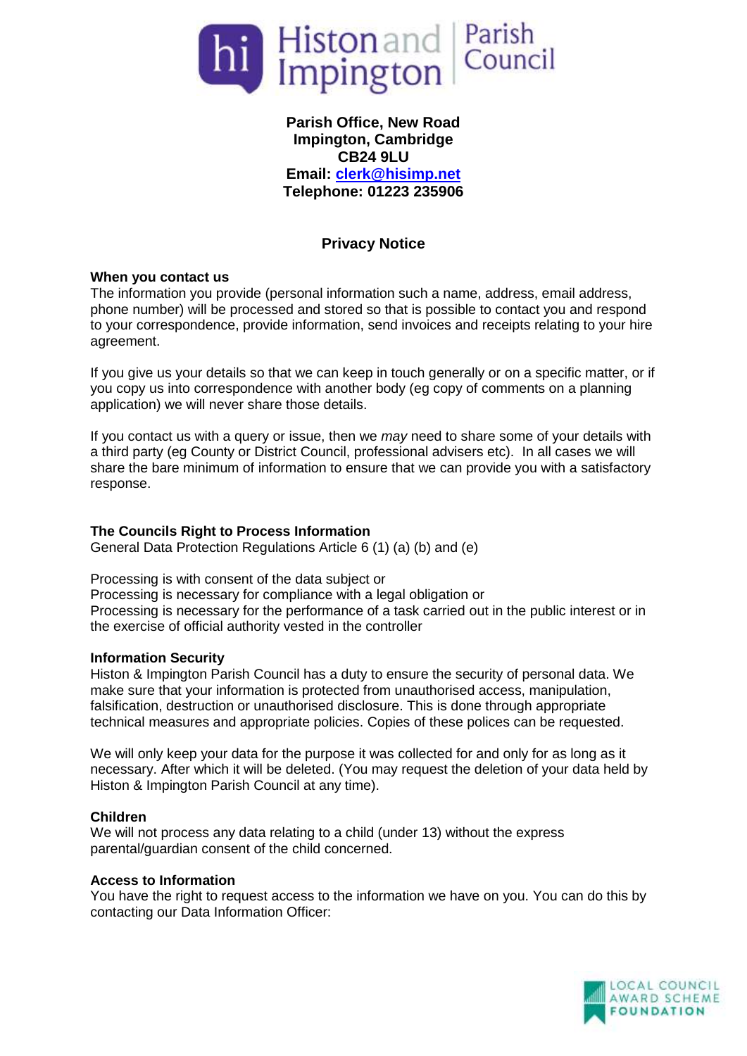**Histon and Impington | Parish Council**

**Parish Office, New Road**
**Impington, Cambridge**
**CB24 9LU**
**Email: clerk@hisimp.net**
**Telephone: 01223 235906**

## Privacy Notice

### When you contact us

The information you provide (personal information such a name, address, email address, phone number) will be processed and stored so that is possible to contact you and respond to your correspondence, provide information, send invoices and receipts relating to your hire agreement.

If you give us your details so that we can keep in touch generally or on a specific matter, or if you copy us into correspondence with another body (eg copy of comments on a planning application) we will never share those details.

If you contact us with a query or issue, then we *may* need to share some of your details with a third party (eg County or District Council, professional advisers etc). In all cases we will share the bare minimum of information to ensure that we can provide you with a satisfactory response.

### The Councils Right to Process Information

General Data Protection Regulations Article 6 (1) (a) (b) and (e)

Processing is with consent of the data subject or
Processing is necessary for compliance with a legal obligation or
Processing is necessary for the performance of a task carried out in the public interest or in the exercise of official authority vested in the controller

### Information Security

Histon & Impington Parish Council has a duty to ensure the security of personal data. We make sure that your information is protected from unauthorised access, manipulation, falsification, destruction or unauthorised disclosure. This is done through appropriate technical measures and appropriate policies. Copies of these polices can be requested.

We will only keep your data for the purpose it was collected for and only for as long as it necessary. After which it will be deleted. (You may request the deletion of your data held by Histon & Impington Parish Council at any time).

### Children

We will not process any data relating to a child (under 13) without the express parental/guardian consent of the child concerned.

### Access to Information

You have the right to request access to the information we have on you. You can do this by contacting our Data Information Officer:

LOCAL COUNCIL AWARD SCHEME FOUNDATION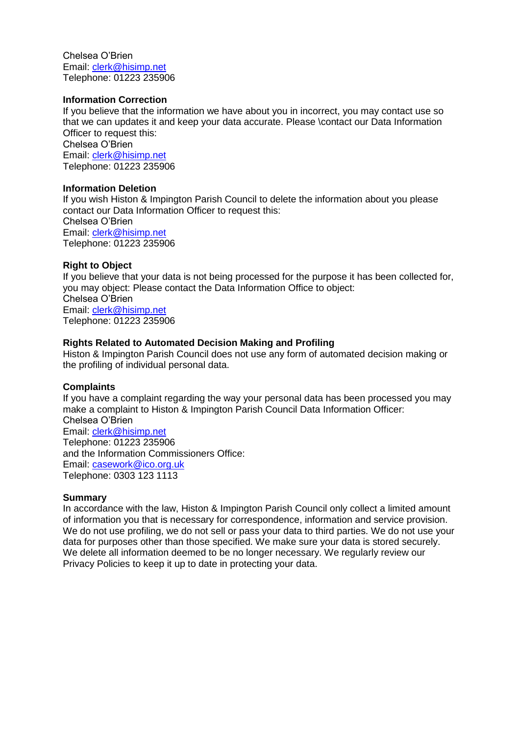Chelsea O'Brien
Email: clerk@hisimp.net
Telephone: 01223 235906

**Information Correction**
If you believe that the information we have about you in incorrect, you may contact use so that we can updates it and keep your data accurate. Please \contact our Data Information Officer to request this:
Chelsea O'Brien
Email: clerk@hisimp.net
Telephone: 01223 235906

**Information Deletion**
If you wish Histon & Impington Parish Council to delete the information about you please contact our Data Information Officer to request this:
Chelsea O'Brien
Email: clerk@hisimp.net
Telephone: 01223 235906

**Right to Object**
If you believe that your data is not being processed for the purpose it has been collected for, you may object: Please contact the Data Information Office to object:
Chelsea O'Brien
Email: clerk@hisimp.net
Telephone: 01223 235906

**Rights Related to Automated Decision Making and Profiling**
Histon & Impington Parish Council does not use any form of automated decision making or the profiling of individual personal data.

**Complaints**
If you have a complaint regarding the way your personal data has been processed you may make a complaint to Histon & Impington Parish Council Data Information Officer:
Chelsea O'Brien
Email: clerk@hisimp.net
Telephone: 01223 235906
and the Information Commissioners Office:
Email: casework@ico.org.uk
Telephone: 0303 123 1113

**Summary**
In accordance with the law, Histon & Impington Parish Council only collect a limited amount of information you that is necessary for correspondence, information and service provision. We do not use profiling, we do not sell or pass your data to third parties. We do not use your data for purposes other than those specified. We make sure your data is stored securely. We delete all information deemed to be no longer necessary. We regularly review our Privacy Policies to keep it up to date in protecting your data.